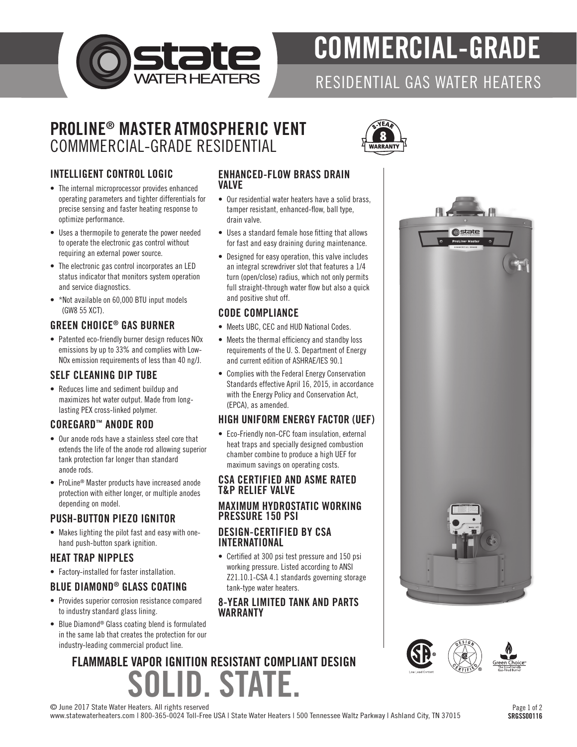# COMMERCIAL-GRADE

RESIDENTIAL GAS WATER HEATERS

## PROLINE® MASTER ATMOSPHERIC VENT
COMMMERCIAL-GRADE RESIDENTIAL

### INTELLIGENT CONTROL LOGIC

- The internal microprocessor provides enhanced operating parameters and tighter differentials for precise sensing and faster heating response to optimize performance.
- Uses a thermopile to generate the power needed to operate the electronic gas control without requiring an external power source.
- The electronic gas control incorporates an LED status indicator that monitors system operation and service diagnostics.
- *Not available on 60,000 BTU input models (GW8 55 XCT).

### GREEN CHOICE® GAS BURNER

- Patented eco-friendly burner design reduces NOx emissions by up to 33% and complies with Low-NOx emission requirements of less than 40 ng/J.

### SELF CLEANING DIP TUBE

- Reduces lime and sediment buildup and maximizes hot water output. Made from long-lasting PEX cross-linked polymer.

### COREGARD™ ANODE ROD

- Our anode rods have a stainless steel core that extends the life of the anode rod allowing superior tank protection far longer than standard anode rods.
- ProLine® Master products have increased anode protection with either longer, or multiple anodes depending on model.

### PUSH-BUTTON PIEZO IGNITOR

- Makes lighting the pilot fast and easy with one-hand push-button spark ignition.

### HEAT TRAP NIPPLES

- Factory-installed for faster installation.

### BLUE DIAMOND® GLASS COATING

- Provides superior corrosion resistance compared to industry standard glass lining.
- Blue Diamond® Glass coating blend is formulated in the same lab that creates the protection for our industry-leading commercial product line.

### ENHANCED-FLOW BRASS DRAIN VALVE

- Our residential water heaters have a solid brass, tamper resistant, enhanced-flow, ball type, drain valve.
- Uses a standard female hose fitting that allows for fast and easy draining during maintenance.
- Designed for easy operation, this valve includes an integral screwdriver slot that features a 1/4 turn (open/close) radius, which not only permits full straight-through water flow but also a quick and positive shut off.

### CODE COMPLIANCE

- Meets UBC, CEC and HUD National Codes.
- Meets the thermal efficiency and standby loss requirements of the U. S. Department of Energy and current edition of ASHRAE/IES 90.1
- Complies with the Federal Energy Conservation Standards effective April 16, 2015, in accordance with the Energy Policy and Conservation Act, (EPCA), as amended.

### HIGH UNIFORM ENERGY FACTOR (UEF)

- Eco-Friendly non-CFC foam insulation, external heat traps and specially designed combustion chamber combine to produce a high UEF for maximum savings on operating costs.

### CSA CERTIFIED AND ASME RATED T&P RELIEF VALVE

### MAXIMUM HYDROSTATIC WORKING PRESSURE 150 PSI

### DESIGN-CERTIFIED BY CSA INTERNATIONAL

- Certified at 300 psi test pressure and 150 psi working pressure. Listed according to ANSI Z21.10.1-CSA 4.1 standards governing storage tank-type water heaters.

### 8-YEAR LIMITED TANK AND PARTS WARRANTY

## FLAMMABLE VAPOR IGNITION RESISTANT COMPLIANT DESIGN

# SOLID. STATE.

© June 2017 State Water Heaters. All rights reserved
www.statewaterheaters.com | 800-365-0024 Toll-Free USA | State Water Heaters | 500 Tennessee Waltz Parkway | Ashland City, TN 37015

SRGSS00116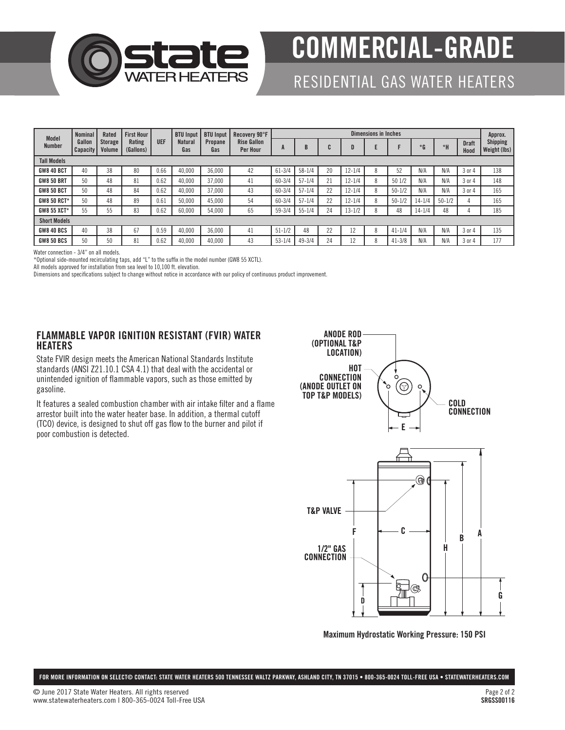# COMMERCIAL-GRADE

## RESIDENTIAL GAS WATER HEATERS

| Model Number | Nominal Gallon Capacity | Rated Storage Volume | First Hour Rating (Gallons) | UEF | BTU Input Natural Gas | BTU Input Propane Gas | Recovery 90°F Rise Gallon Per Hour | Dimensions in Inches | | | | | | | | | Approx. Shipping Weight (lbs) |
|---|---|---|---|---|---|---|---|---|---|---|---|---|---|---|---|---|---|
| | | | | | | | | A | B | C | D | E | F | *G | *H | Draft Hood | |
| **Tall Models** | | | | | | | | | | | | | | | | | |
| **GW8 40 BCT** | 40 | 38 | 80 | 0.66 | 40,000 | 36,000 | 42 | 61-3/4 | 58-1/4 | 20 | 12-1/4 | 8 | 52 | N/A | N/A | 3 or 4 | 138 |
| **GW8 50 BRT** | 50 | 48 | 81 | 0.62 | 40,000 | 37,000 | 41 | 60-3/4 | 57-1/4 | 21 | 12-1/4 | 8 | 50 1/2 | N/A | N/A | 3 or 4 | 148 |
| **GW8 50 BCT** | 50 | 48 | 84 | 0.62 | 40,000 | 37,000 | 43 | 60-3/4 | 57-1/4 | 22 | 12-1/4 | 8 | 50-1/2 | N/A | N/A | 3 or 4 | 165 |
| **GW8 50 RCT*** | 50 | 48 | 89 | 0.61 | 50,000 | 45,000 | 54 | 60-3/4 | 57-1/4 | 22 | 12-1/4 | 8 | 50-1/2 | 14-1/4 | 50-1/2 | 4 | 165 |
| **GW8 55 XCT*** | 55 | 55 | 83 | 0.62 | 60,000 | 54,000 | 65 | 59-3/4 | 55-1/4 | 24 | 13-1/2 | 8 | 48 | 14-1/4 | 48 | 4 | 185 |
| **Short Models** | | | | | | | | | | | | | | | | | |
| **GW8 40 BCS** | 40 | 38 | 67 | 0.59 | 40,000 | 36,000 | 41 | 51-1/2 | 48 | 22 | 12 | 8 | 41-1/4 | N/A | N/A | 3 or 4 | 135 |
| **GW8 50 BCS** | 50 | 50 | 81 | 0.62 | 40,000 | 40,000 | 43 | 53-1/4 | 49-3/4 | 24 | 12 | 8 | 41-3/8 | N/A | N/A | 3 or 4 | 177 |

Water connection - 3/4" on all models.
*Optional side-mounted recirculating taps, add "L" to the suffix in the model number (GW8 55 XCTL).
All models approved for installation from sea level to 10,100 ft. elevation.
Dimensions and specifications subject to change without notice in accordance with our policy of continuous product improvement.

### FLAMMABLE VAPOR IGNITION RESISTANT (FVIR) WATER HEATERS

State FVIR design meets the American National Standards Institute standards (ANSI Z21.10.1 CSA 4.1) that deal with the accidental or unintended ignition of flammable vapors, such as those emitted by gasoline.

It features a sealed combustion chamber with air intake filter and a flame arrestor built into the water heater base. In addition, a thermal cutoff (TCO) device, is designed to shut off gas flow to the burner and pilot if poor combustion is detected.

ANODE ROD (OPTIONAL T&P LOCATION)
HOT CONNECTION (ANODE OUTLET ON TOP T&P MODELS)
COLD CONNECTION
E
T&P VALVE
1/2" GAS CONNECTION
F
C
B
A
H
D
G

**Maximum Hydrostatic Working Pressure: 150 PSI**

FOR MORE INFORMATION ON SELECT© CONTACT: STATE WATER HEATERS 500 TENNESSEE WALTZ PARKWAY, ASHLAND CITY, TN 37015 • 800-365-0024 TOLL-FREE USA • STATEWATERHEATERS.COM

© June 2017 State Water Heaters. All rights reserved
www.statewaterheaters.com | 800-365-0024 Toll-Free USA

**SRGSS00116**